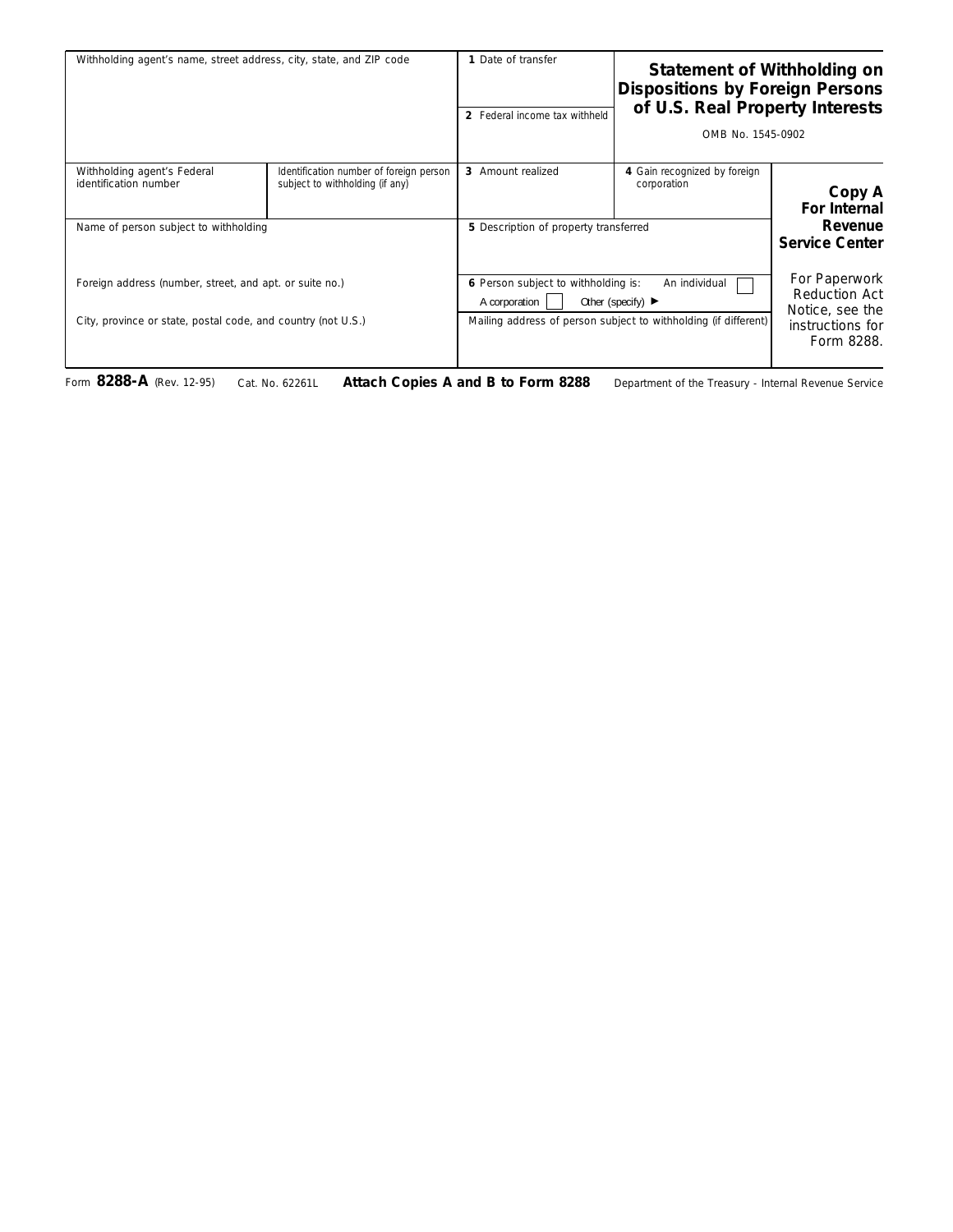# Statement of Withholding on Dispositions by Foreign Persons of U.S. Real Property Interests

OMB No. 1545-0902

| Withholding agent's name, street address, city, state, and ZIP code | | 1 Date of transfer | | |
|---|---|---|---|---|
| | | 2 Federal income tax withheld | | |
| Withholding agent's Federal identification number | Identification number of foreign person subject to withholding (if any) | 3 Amount realized | 4 Gain recognized by foreign corporation | **Copy A For Internal Revenue Service Center** |
| Name of person subject to withholding | | 5 Description of property transferred | | |
| Foreign address (number, street, and apt. or suite no.) | | 6 Person subject to withholding is: An individual ☐ A corporation ☐ Other (specify) ► | | For Paperwork Reduction Act Notice, see the instructions for Form 8288. |
| City, province or state, postal code, and country (not U.S.) | | Mailing address of person subject to withholding (if different) | | |

Form **8288-A** (Rev. 12-95) Cat. No. 62261L **Attach Copies A and B to Form 8288** Department of the Treasury - Internal Revenue Service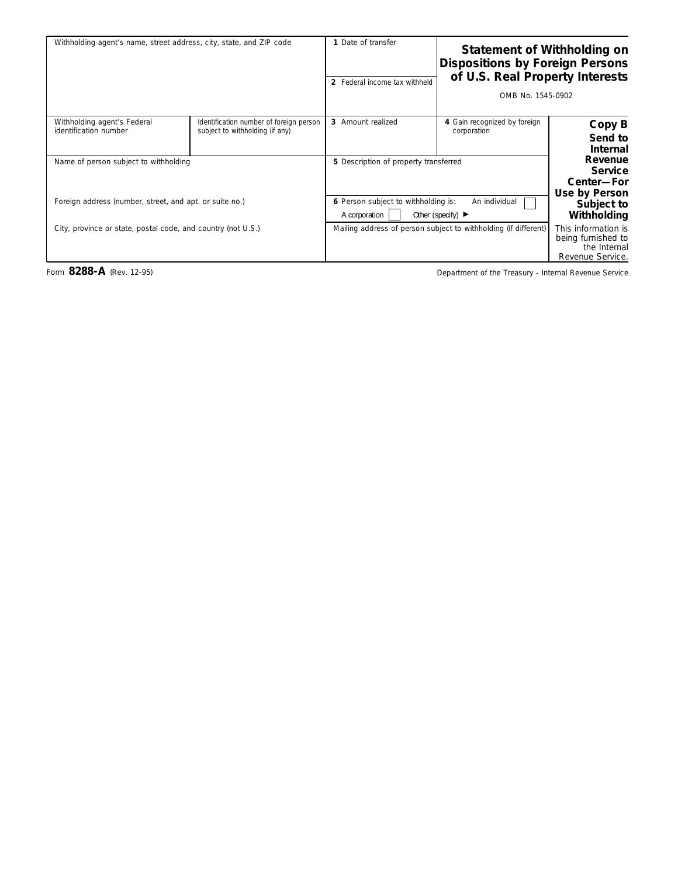# Statement of Withholding on Dispositions by Foreign Persons of U.S. Real Property Interests

OMB No. 1545-0902

| Withholding agent's name, street address, city, state, and ZIP code | | 1 Date of transfer | | |
|---|---|---|---|---|
| | | 2 Federal income tax withheld | | |
| Withholding agent's Federal identification number | Identification number of foreign person subject to withholding (if any) | 3 Amount realized | 4 Gain recognized by foreign corporation | **Copy B Send to Internal Revenue Service Center—For Use by Person Subject to Withholding** |
| Name of person subject to withholding | | 5 Description of property transferred | | |
| Foreign address (number, street, and apt. or suite no.) | | 6 Person subject to withholding is: An individual ☐ A corporation ☐ Other (specify) ► | | |
| City, province or state, postal code, and country (not U.S.) | | Mailing address of person subject to withholding (if different) | | This information is being furnished to the Internal Revenue Service. |

Form **8288-A** (Rev. 12-95)

Department of the Treasury - Internal Revenue Service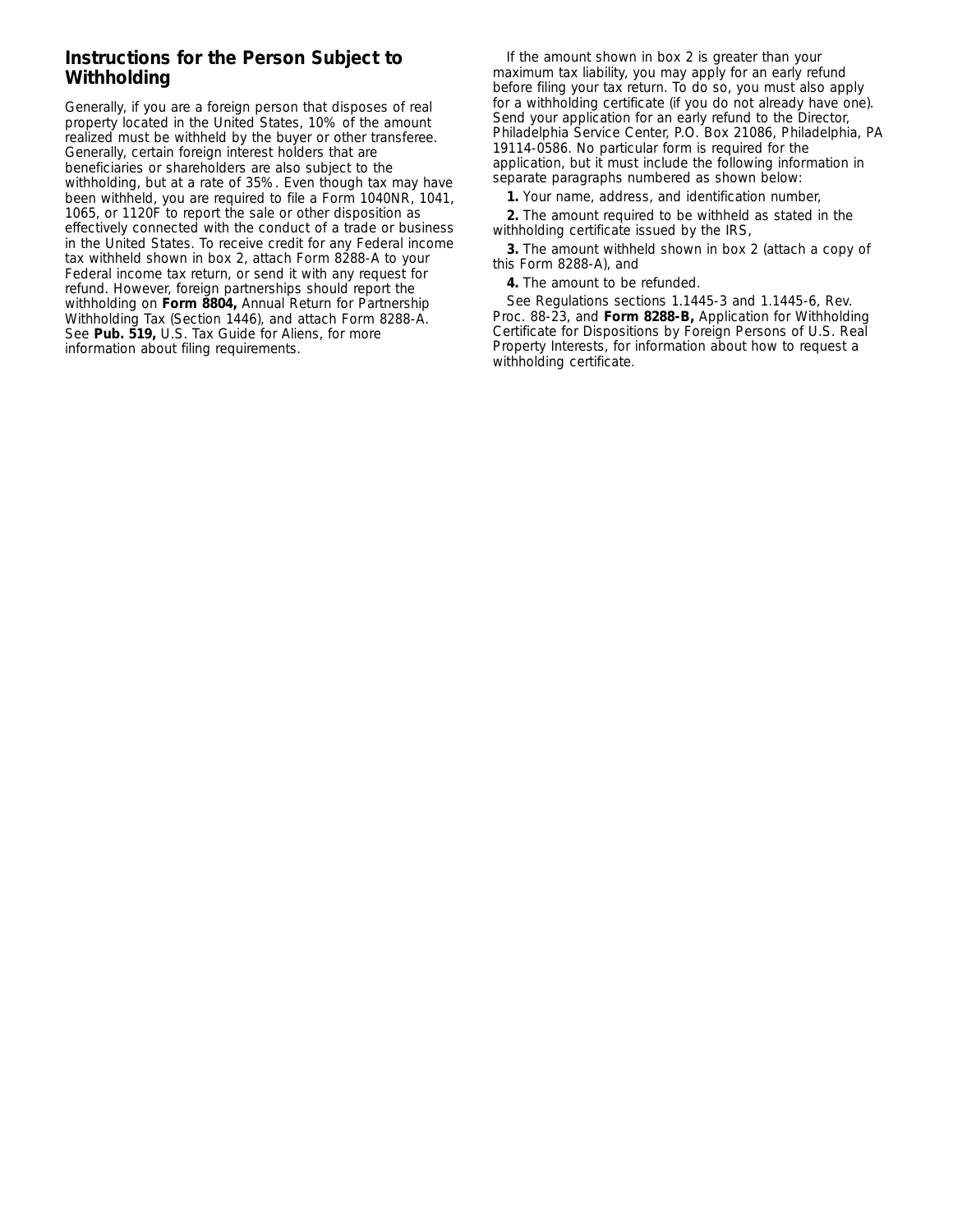## Instructions for the Person Subject to Withholding

Generally, if you are a foreign person that disposes of real property located in the United States, 10% of the amount realized must be withheld by the buyer or other transferee. Generally, certain foreign interest holders that are beneficiaries or shareholders are also subject to the withholding, but at a rate of 35%. Even though tax may have been withheld, you are required to file a Form 1040NR, 1041, 1065, or 1120F to report the sale or other disposition as effectively connected with the conduct of a trade or business in the United States. To receive credit for any Federal income tax withheld shown in box 2, attach Form 8288-A to your Federal income tax return, or send it with any request for refund. However, foreign partnerships should report the withholding on **Form 8804,** Annual Return for Partnership Withholding Tax (Section 1446), and attach Form 8288-A. See **Pub. 519,** U.S. Tax Guide for Aliens, for more information about filing requirements.

If the amount shown in box 2 is greater than your maximum tax liability, you may apply for an early refund before filing your tax return. To do so, you must also apply for a withholding certificate (if you do not already have one). Send your application for an early refund to the Director, Philadelphia Service Center, P.O. Box 21086, Philadelphia, PA 19114-0586. No particular form is required for the application, but it must include the following information in separate paragraphs numbered as shown below:

**1.** Your name, address, and identification number,

**2.** The amount required to be withheld as stated in the withholding certificate issued by the IRS,

**3.** The amount withheld shown in box 2 (attach a copy of this Form 8288-A), and

**4.** The amount to be refunded.

See Regulations sections 1.1445-3 and 1.1445-6, Rev. Proc. 88-23, and **Form 8288-B,** Application for Withholding Certificate for Dispositions by Foreign Persons of U.S. Real Property Interests, for information about how to request a withholding certificate.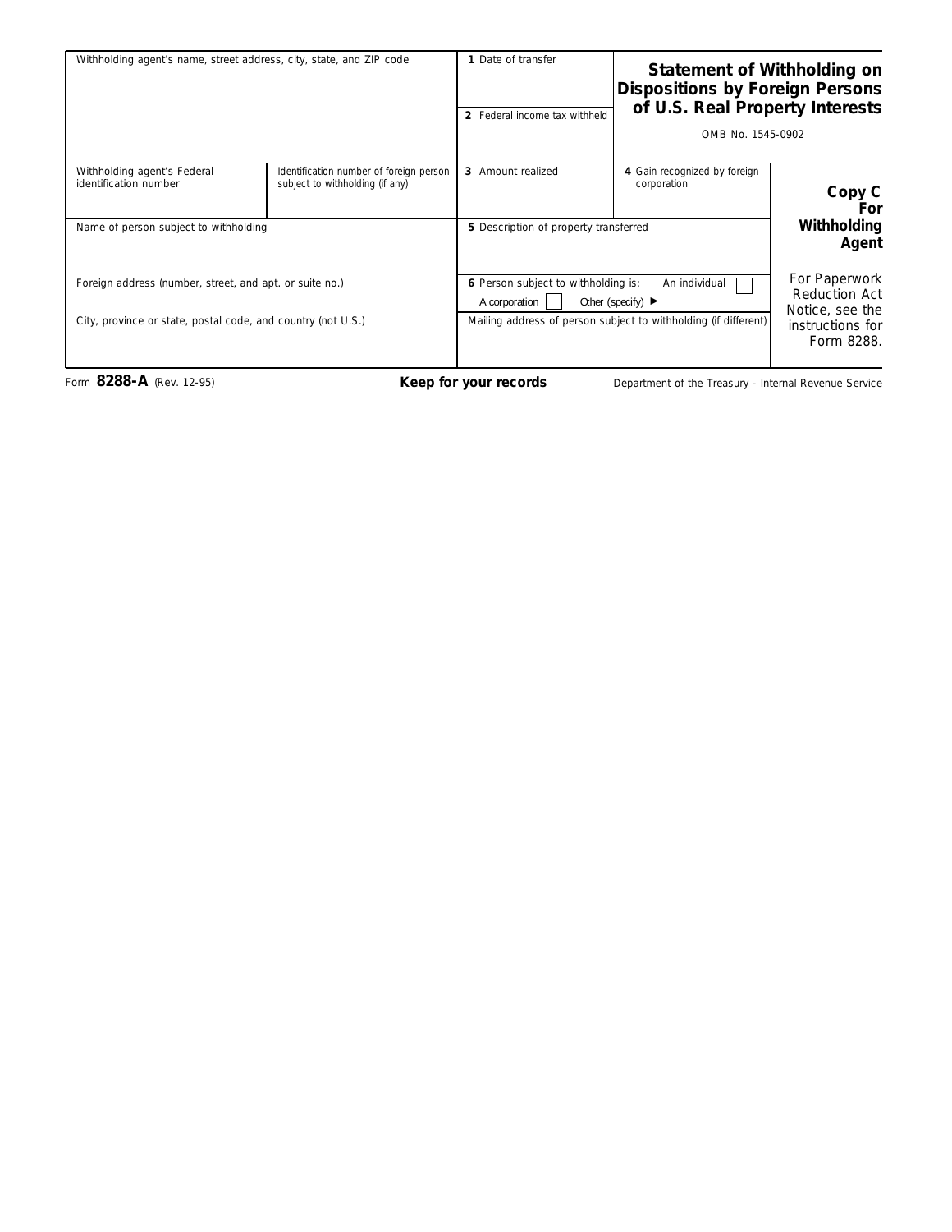| Withholding agent's name, street address, city, state, and ZIP code | | 1 Date of transfer | **Statement of Withholding on Dispositions by Foreign Persons of U.S. Real Property Interests** | |
|---|---|---|---|---|
| | | 2 Federal income tax withheld | OMB No. 1545-0902 | |
| Withholding agent's Federal identification number | Identification number of foreign person subject to withholding (if any) | 3 Amount realized | 4 Gain recognized by foreign corporation | **Copy C For Withholding Agent** |
| Name of person subject to withholding | | 5 Description of property transferred | | |
| Foreign address (number, street, and apt. or suite no.) | | 6 Person subject to withholding is: An individual ☐ A corporation ☐ Other (specify) ► | | For Paperwork Reduction Act Notice, see the instructions for Form 8288. |
| City, province or state, postal code, and country (not U.S.) | | Mailing address of person subject to withholding (if different) | | |

Form **8288-A** (Rev. 12-95) **Keep for your records** Department of the Treasury - Internal Revenue Service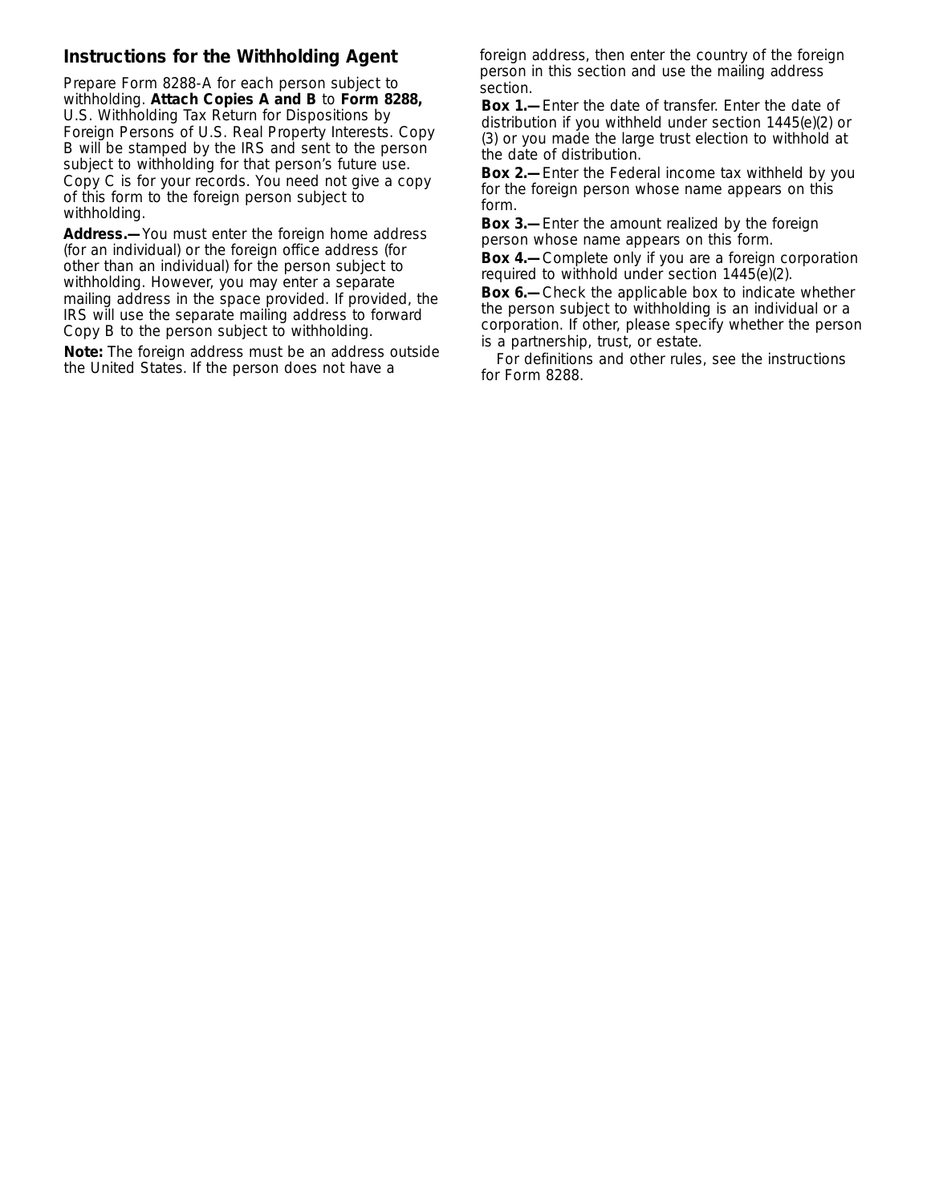## Instructions for the Withholding Agent

Prepare Form 8288-A for each person subject to withholding. **Attach Copies A and B** to **Form 8288,** U.S. Withholding Tax Return for Dispositions by Foreign Persons of U.S. Real Property Interests. Copy B will be stamped by the IRS and sent to the person subject to withholding for that person's future use. Copy C is for your records. You need not give a copy of this form to the foreign person subject to withholding.

**Address.—** You must enter the foreign home address (for an individual) or the foreign office address (for other than an individual) for the person subject to withholding. However, you may enter a separate mailing address in the space provided. If provided, the IRS will use the separate mailing address to forward Copy B to the person subject to withholding.

**Note:** The foreign address must be an address outside the United States. If the person does not have a foreign address, then enter the country of the foreign person in this section and use the mailing address section.

**Box 1.—** Enter the date of transfer. Enter the date of distribution if you withheld under section 1445(e)(2) or (3) or you made the large trust election to withhold at the date of distribution.

**Box 2.—** Enter the Federal income tax withheld by you for the foreign person whose name appears on this form.

**Box 3.—** Enter the amount realized by the foreign person whose name appears on this form.

**Box 4.—** Complete only if you are a foreign corporation required to withhold under section 1445(e)(2).

**Box 6.—** Check the applicable box to indicate whether the person subject to withholding is an individual or a corporation. If other, please specify whether the person is a partnership, trust, or estate.

For definitions and other rules, see the instructions for Form 8288.